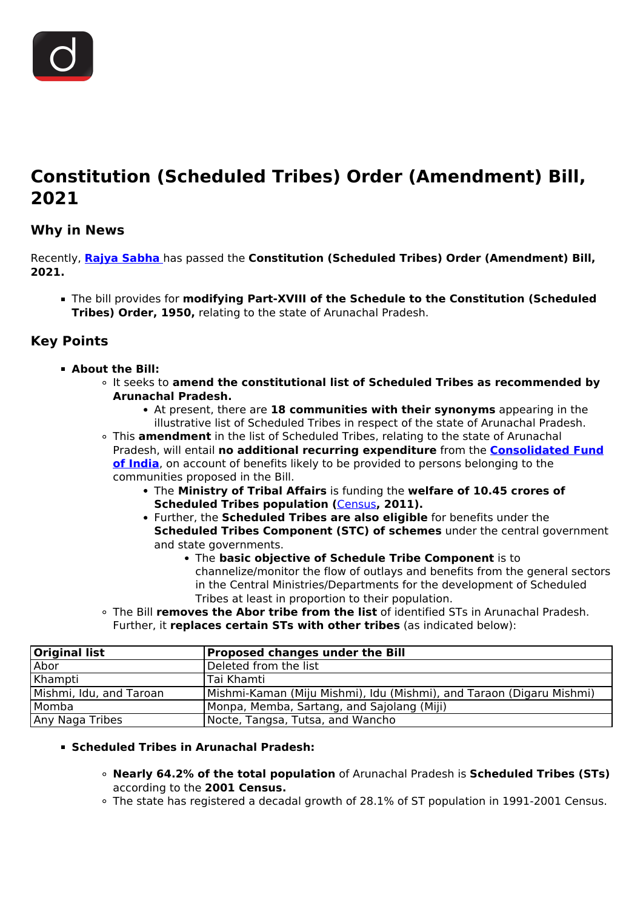# Constitution (Scheduled Tribes) Order (Amendment) Bill, 2021

## Why in News

Recently, **Rajya Sabha** has passed the **Constitution (Scheduled Tribes) Order (Amendment) Bill, 2021.**

- The bill provides for **modifying Part-XVIII of the Schedule to the Constitution (Scheduled Tribes) Order, 1950,** relating to the state of Arunachal Pradesh.

## Key Points

- **About the Bill:**
  - It seeks to **amend the constitutional list of Scheduled Tribes as recommended by Arunachal Pradesh.**
    - At present, there are **18 communities with their synonyms** appearing in the illustrative list of Scheduled Tribes in respect of the state of Arunachal Pradesh.
  - This **amendment** in the list of Scheduled Tribes, relating to the state of Arunachal Pradesh, will entail **no additional recurring expenditure** from the **Consolidated Fund of India**, on account of benefits likely to be provided to persons belonging to the communities proposed in the Bill.
    - The **Ministry of Tribal Affairs** is funding the **welfare of 10.45 crores of Scheduled Tribes population (**Census**, 2011).**
    - Further, the **Scheduled Tribes are also eligible** for benefits under the **Scheduled Tribes Component (STC) of schemes** under the central government and state governments.
      - The **basic objective of Schedule Tribe Component** is to channelize/monitor the flow of outlays and benefits from the general sectors in the Central Ministries/Departments for the development of Scheduled Tribes at least in proportion to their population.
  - The Bill **removes the Abor tribe from the list** of identified STs in Arunachal Pradesh. Further, it **replaces certain STs with other tribes** (as indicated below):

| Original list | Proposed changes under the Bill |
|---|---|
| Abor | Deleted from the list |
| Khampti | Tai Khamti |
| Mishmi, Idu, and Taroan | Mishmi-Kaman (Miju Mishmi), Idu (Mishmi), and Taraon (Digaru Mishmi) |
| Momba | Monpa, Memba, Sartang, and Sajolang (Miji) |
| Any Naga Tribes | Nocte, Tangsa, Tutsa, and Wancho |

- **Scheduled Tribes in Arunachal Pradesh:**
  - **Nearly 64.2% of the total population** of Arunachal Pradesh is **Scheduled Tribes (STs)** according to the **2001 Census.**
  - The state has registered a decadal growth of 28.1% of ST population in 1991-2001 Census.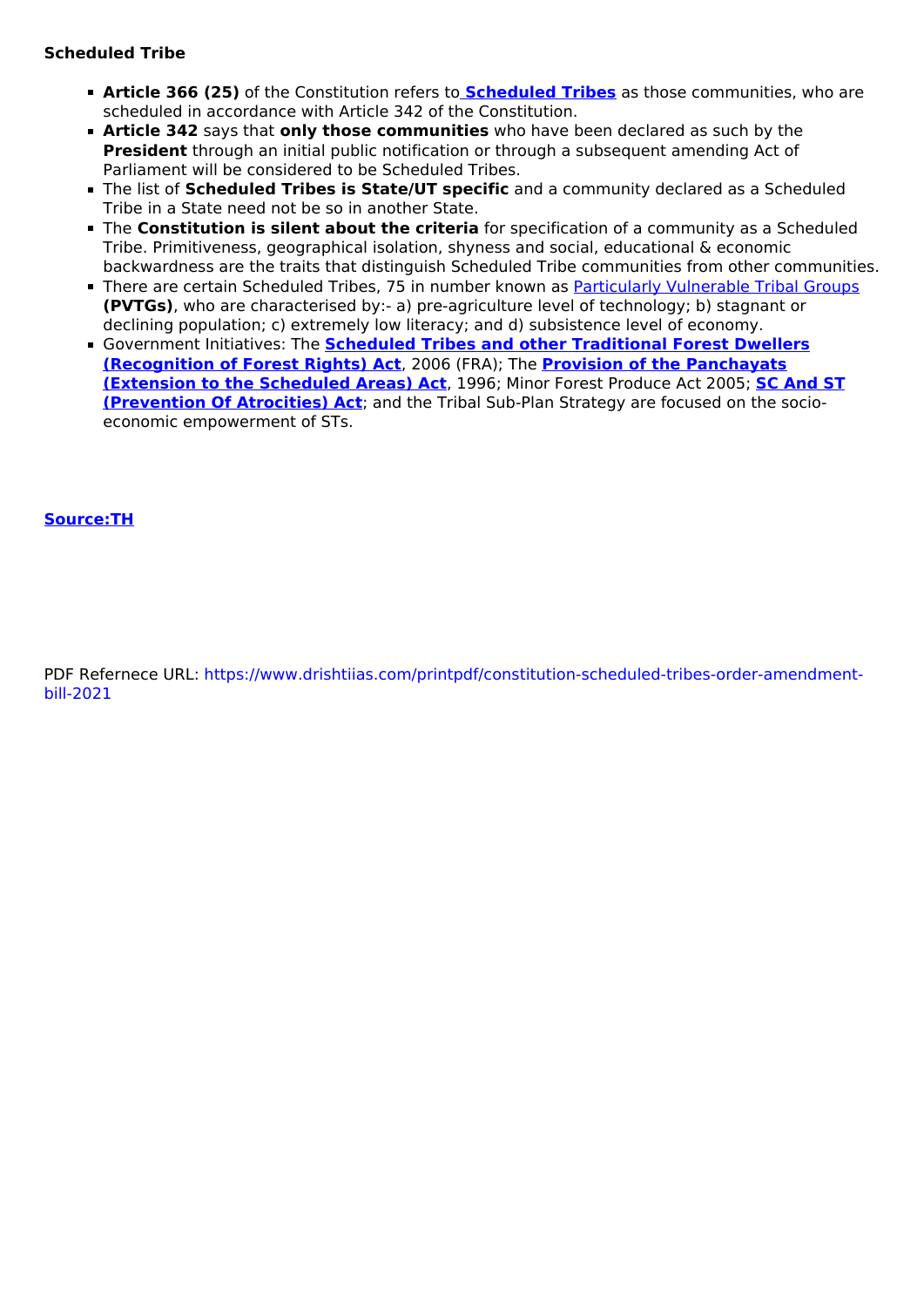**Scheduled Tribe**

- **Article 366 (25)** of the Constitution refers to **Scheduled Tribes** as those communities, who are scheduled in accordance with Article 342 of the Constitution.
- **Article 342** says that **only those communities** who have been declared as such by the **President** through an initial public notification or through a subsequent amending Act of Parliament will be considered to be Scheduled Tribes.
- The list of **Scheduled Tribes is State/UT specific** and a community declared as a Scheduled Tribe in a State need not be so in another State.
- The **Constitution is silent about the criteria** for specification of a community as a Scheduled Tribe. Primitiveness, geographical isolation, shyness and social, educational & economic backwardness are the traits that distinguish Scheduled Tribe communities from other communities.
- There are certain Scheduled Tribes, 75 in number known as Particularly Vulnerable Tribal Groups **(PVTGs)**, who are characterised by:- a) pre-agriculture level of technology; b) stagnant or declining population; c) extremely low literacy; and d) subsistence level of economy.
- Government Initiatives: The **Scheduled Tribes and other Traditional Forest Dwellers (Recognition of Forest Rights) Act**, 2006 (FRA); The **Provision of the Panchayats (Extension to the Scheduled Areas) Act**, 1996; Minor Forest Produce Act 2005; **SC And ST (Prevention Of Atrocities) Act**; and the Tribal Sub-Plan Strategy are focused on the socio-economic empowerment of STs.

**Source:TH**

PDF Refernece URL: https://www.drishtiias.com/printpdf/constitution-scheduled-tribes-order-amendment-bill-2021